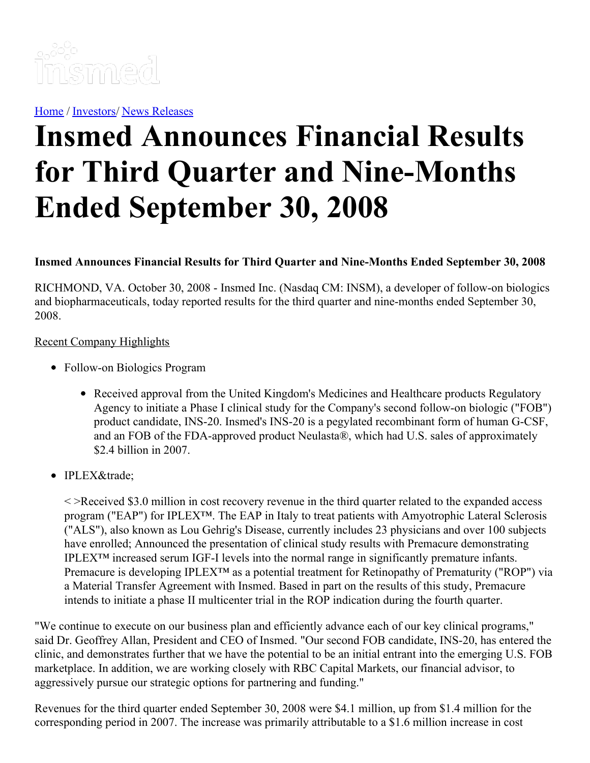[Home](#) / [Investors](#)/ [News Releases](#)

# Insmed Announces Financial Results for Third Quarter and Nine-Months Ended September 30, 2008

**Insmed Announces Financial Results for Third Quarter and Nine-Months Ended September 30, 2008**

RICHMOND, VA. October 30, 2008 - Insmed Inc. (Nasdaq CM: INSM), a developer of follow-on biologics and biopharmaceuticals, today reported results for the third quarter and nine-months ended September 30, 2008.

Recent Company Highlights

- Follow-on Biologics Program
  - Received approval from the United Kingdom's Medicines and Healthcare products Regulatory Agency to initiate a Phase I clinical study for the Company's second follow-on biologic ("FOB") product candidate, INS-20. Insmed's INS-20 is a pegylated recombinant form of human G-CSF, and an FOB of the FDA-approved product Neulasta®, which had U.S. sales of approximately $2.4 billion in 2007.
- IPLEX&trade;

  < >Received $3.0 million in cost recovery revenue in the third quarter related to the expanded access program ("EAP") for IPLEX™. The EAP in Italy to treat patients with Amyotrophic Lateral Sclerosis ("ALS"), also known as Lou Gehrig's Disease, currently includes 23 physicians and over 100 subjects have enrolled; Announced the presentation of clinical study results with Premacure demonstrating IPLEX™ increased serum IGF-I levels into the normal range in significantly premature infants. Premacure is developing IPLEX™ as a potential treatment for Retinopathy of Prematurity ("ROP") via a Material Transfer Agreement with Insmed. Based in part on the results of this study, Premacure intends to initiate a phase II multicenter trial in the ROP indication during the fourth quarter.

"We continue to execute on our business plan and efficiently advance each of our key clinical programs," said Dr. Geoffrey Allan, President and CEO of Insmed. "Our second FOB candidate, INS-20, has entered the clinic, and demonstrates further that we have the potential to be an initial entrant into the emerging U.S. FOB marketplace. In addition, we are working closely with RBC Capital Markets, our financial advisor, to aggressively pursue our strategic options for partnering and funding."

Revenues for the third quarter ended September 30, 2008 were $4.1 million, up from $1.4 million for the corresponding period in 2007. The increase was primarily attributable to a $1.6 million increase in cost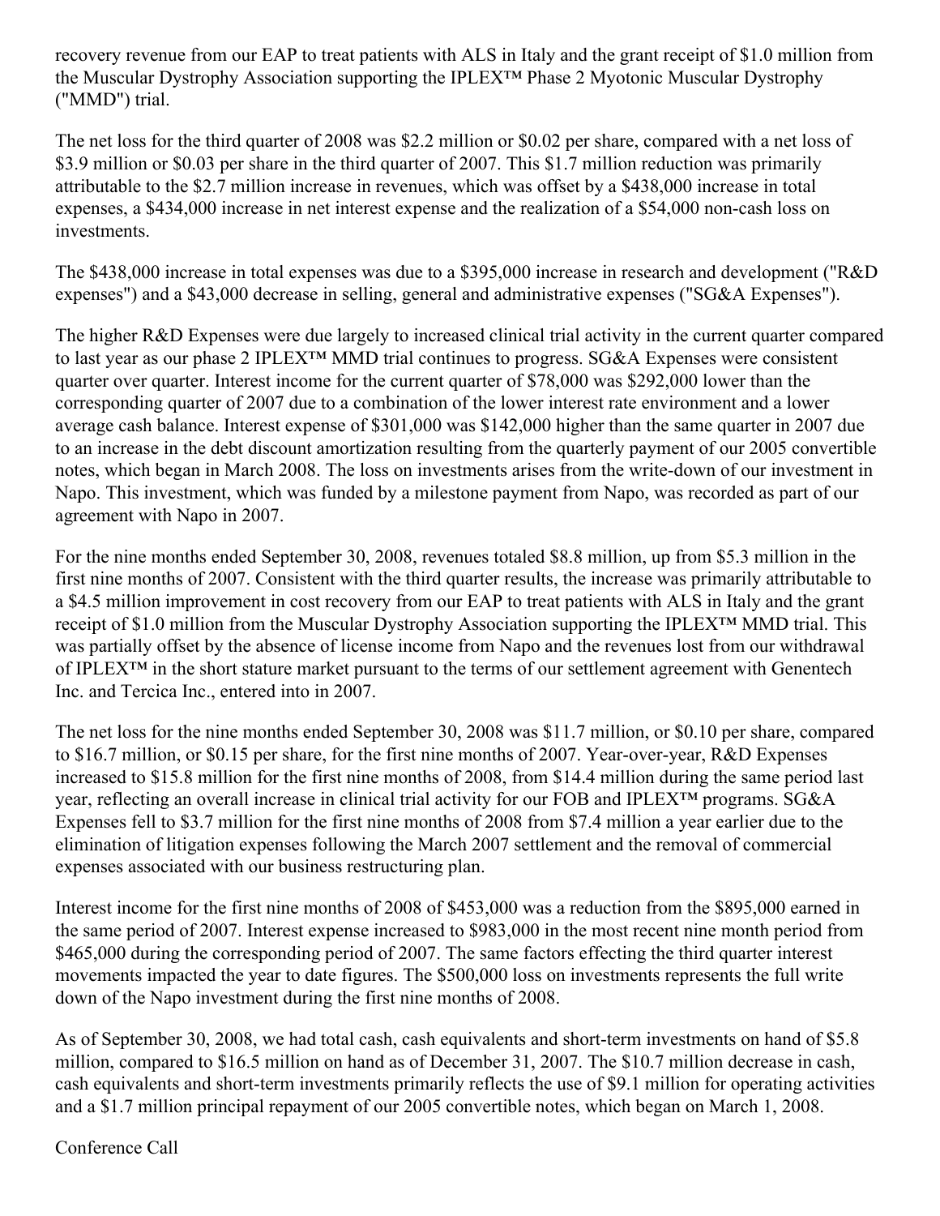recovery revenue from our EAP to treat patients with ALS in Italy and the grant receipt of $1.0 million from the Muscular Dystrophy Association supporting the IPLEX™ Phase 2 Myotonic Muscular Dystrophy ("MMD") trial.

The net loss for the third quarter of 2008 was $2.2 million or $0.02 per share, compared with a net loss of $3.9 million or $0.03 per share in the third quarter of 2007. This $1.7 million reduction was primarily attributable to the $2.7 million increase in revenues, which was offset by a $438,000 increase in total expenses, a $434,000 increase in net interest expense and the realization of a $54,000 non-cash loss on investments.

The $438,000 increase in total expenses was due to a $395,000 increase in research and development ("R&D expenses") and a $43,000 decrease in selling, general and administrative expenses ("SG&A Expenses").

The higher R&D Expenses were due largely to increased clinical trial activity in the current quarter compared to last year as our phase 2 IPLEX™ MMD trial continues to progress. SG&A Expenses were consistent quarter over quarter. Interest income for the current quarter of $78,000 was $292,000 lower than the corresponding quarter of 2007 due to a combination of the lower interest rate environment and a lower average cash balance. Interest expense of $301,000 was $142,000 higher than the same quarter in 2007 due to an increase in the debt discount amortization resulting from the quarterly payment of our 2005 convertible notes, which began in March 2008. The loss on investments arises from the write-down of our investment in Napo. This investment, which was funded by a milestone payment from Napo, was recorded as part of our agreement with Napo in 2007.

For the nine months ended September 30, 2008, revenues totaled $8.8 million, up from $5.3 million in the first nine months of 2007. Consistent with the third quarter results, the increase was primarily attributable to a $4.5 million improvement in cost recovery from our EAP to treat patients with ALS in Italy and the grant receipt of $1.0 million from the Muscular Dystrophy Association supporting the IPLEX™ MMD trial. This was partially offset by the absence of license income from Napo and the revenues lost from our withdrawal of IPLEX™ in the short stature market pursuant to the terms of our settlement agreement with Genentech Inc. and Tercica Inc., entered into in 2007.

The net loss for the nine months ended September 30, 2008 was $11.7 million, or $0.10 per share, compared to $16.7 million, or $0.15 per share, for the first nine months of 2007. Year-over-year, R&D Expenses increased to $15.8 million for the first nine months of 2008, from $14.4 million during the same period last year, reflecting an overall increase in clinical trial activity for our FOB and IPLEX™ programs. SG&A Expenses fell to $3.7 million for the first nine months of 2008 from $7.4 million a year earlier due to the elimination of litigation expenses following the March 2007 settlement and the removal of commercial expenses associated with our business restructuring plan.

Interest income for the first nine months of 2008 of $453,000 was a reduction from the $895,000 earned in the same period of 2007. Interest expense increased to $983,000 in the most recent nine month period from $465,000 during the corresponding period of 2007. The same factors effecting the third quarter interest movements impacted the year to date figures. The $500,000 loss on investments represents the full write down of the Napo investment during the first nine months of 2008.

As of September 30, 2008, we had total cash, cash equivalents and short-term investments on hand of $5.8 million, compared to $16.5 million on hand as of December 31, 2007. The $10.7 million decrease in cash, cash equivalents and short-term investments primarily reflects the use of $9.1 million for operating activities and a $1.7 million principal repayment of our 2005 convertible notes, which began on March 1, 2008.

Conference Call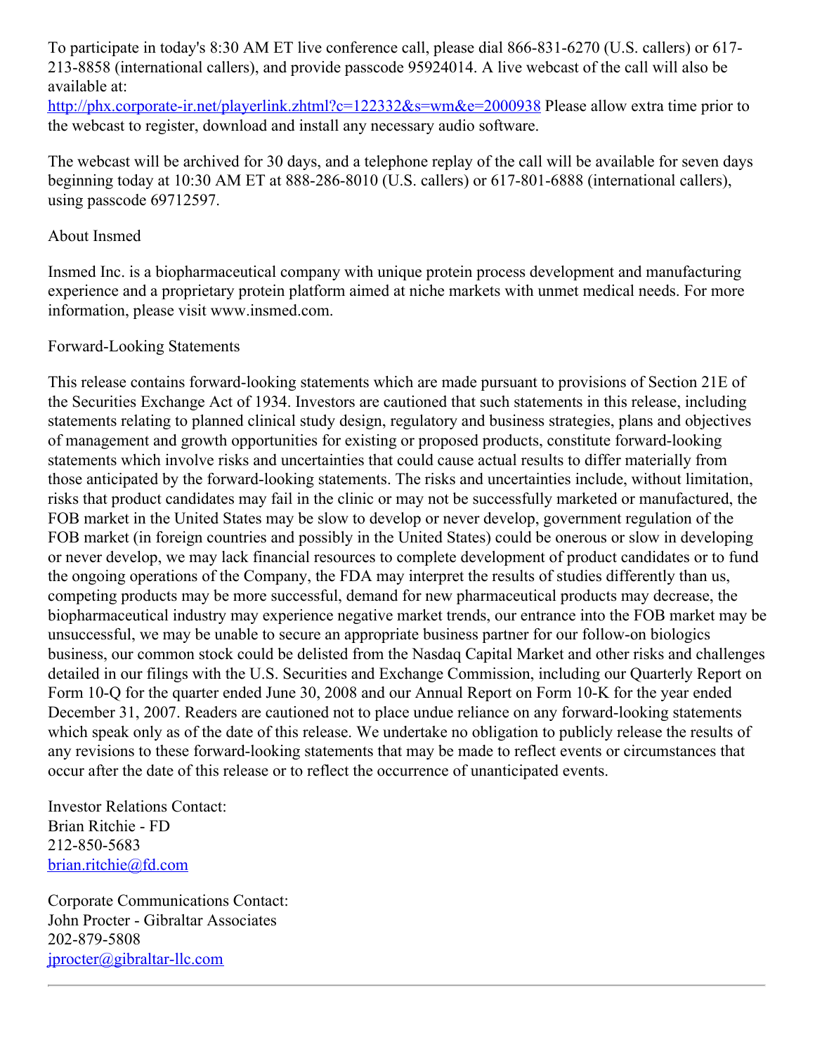To participate in today's 8:30 AM ET live conference call, please dial 866-831-6270 (U.S. callers) or 617-213-8858 (international callers), and provide passcode 95924014. A live webcast of the call will also be available at:
http://phx.corporate-ir.net/playerlink.zhtml?c=122332&s=wm&e=2000938 Please allow extra time prior to the webcast to register, download and install any necessary audio software.

The webcast will be archived for 30 days, and a telephone replay of the call will be available for seven days beginning today at 10:30 AM ET at 888-286-8010 (U.S. callers) or 617-801-6888 (international callers), using passcode 69712597.

About Insmed

Insmed Inc. is a biopharmaceutical company with unique protein process development and manufacturing experience and a proprietary protein platform aimed at niche markets with unmet medical needs. For more information, please visit www.insmed.com.

Forward-Looking Statements

This release contains forward-looking statements which are made pursuant to provisions of Section 21E of the Securities Exchange Act of 1934. Investors are cautioned that such statements in this release, including statements relating to planned clinical study design, regulatory and business strategies, plans and objectives of management and growth opportunities for existing or proposed products, constitute forward-looking statements which involve risks and uncertainties that could cause actual results to differ materially from those anticipated by the forward-looking statements. The risks and uncertainties include, without limitation, risks that product candidates may fail in the clinic or may not be successfully marketed or manufactured, the FOB market in the United States may be slow to develop or never develop, government regulation of the FOB market (in foreign countries and possibly in the United States) could be onerous or slow in developing or never develop, we may lack financial resources to complete development of product candidates or to fund the ongoing operations of the Company, the FDA may interpret the results of studies differently than us, competing products may be more successful, demand for new pharmaceutical products may decrease, the biopharmaceutical industry may experience negative market trends, our entrance into the FOB market may be unsuccessful, we may be unable to secure an appropriate business partner for our follow-on biologics business, our common stock could be delisted from the Nasdaq Capital Market and other risks and challenges detailed in our filings with the U.S. Securities and Exchange Commission, including our Quarterly Report on Form 10-Q for the quarter ended June 30, 2008 and our Annual Report on Form 10-K for the year ended December 31, 2007. Readers are cautioned not to place undue reliance on any forward-looking statements which speak only as of the date of this release. We undertake no obligation to publicly release the results of any revisions to these forward-looking statements that may be made to reflect events or circumstances that occur after the date of this release or to reflect the occurrence of unanticipated events.

Investor Relations Contact:
Brian Ritchie - FD
212-850-5683
brian.ritchie@fd.com

Corporate Communications Contact:
John Procter - Gibraltar Associates
202-879-5808
jprocter@gibraltar-llc.com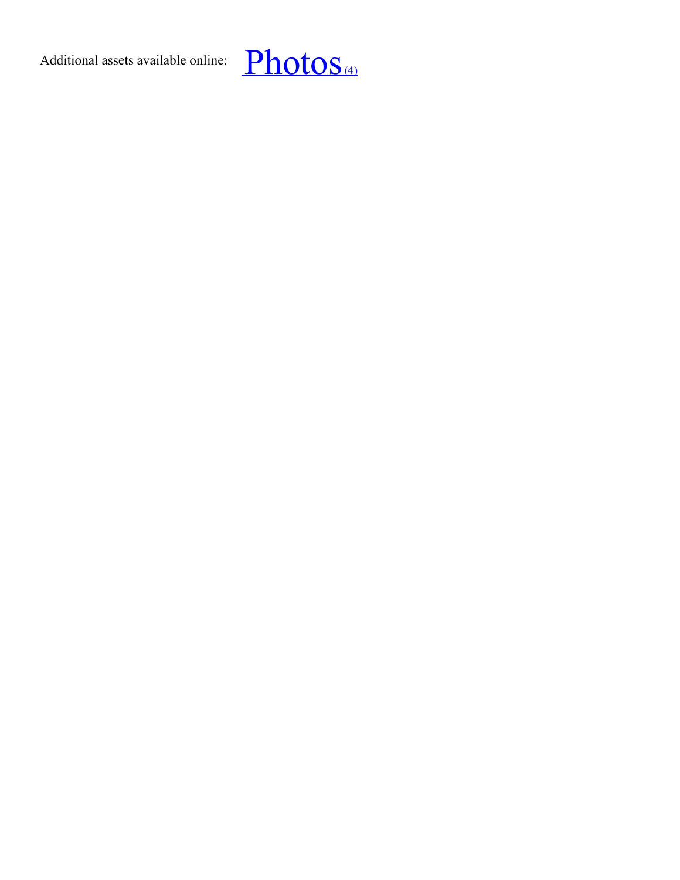Additional assets available online: [Photos (4)]